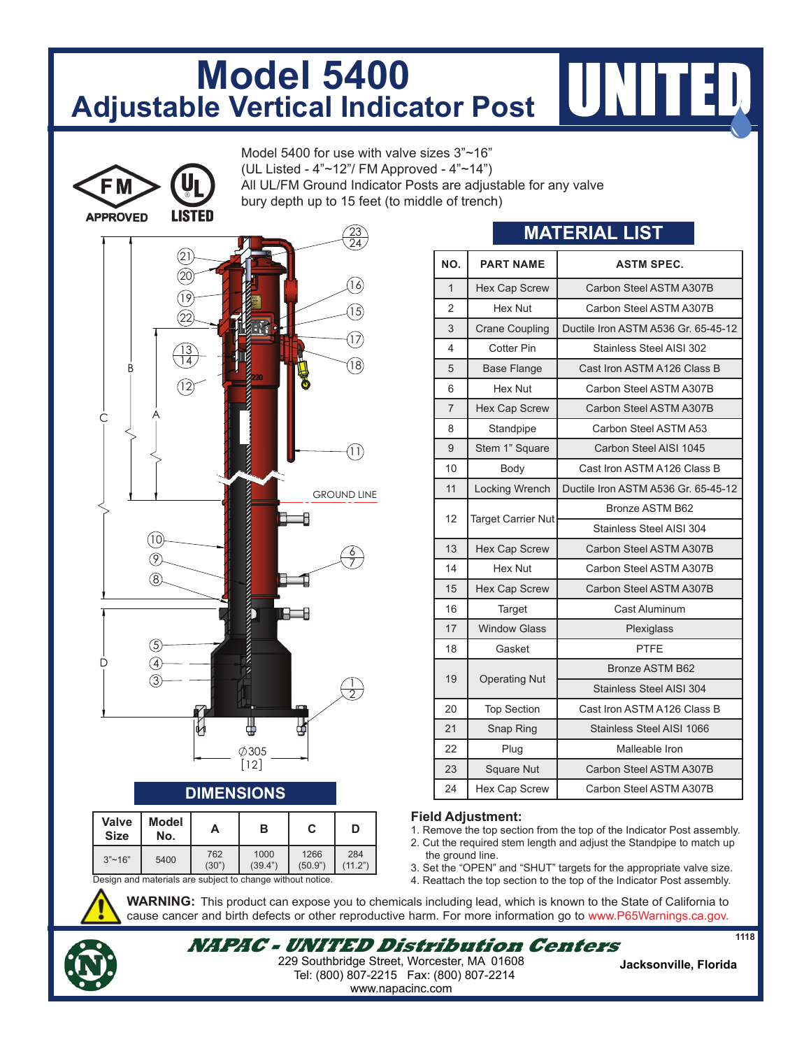# Model 5400

## Adjustable Vertical Indicator Post

UNITED

FM APPROVED | UL LISTED

Model 5400 for use with valve sizes 3"~16"
(UL Listed - 4"~12"/ FM Approved - 4"~14")
All UL/FM Ground Indicator Posts are adjustable for any valve bury depth up to 15 feet (to middle of trench)

## MATERIAL LIST

| NO. | PART NAME | ASTM SPEC. |
|---|---|---|
| 1 | Hex Cap Screw | Carbon Steel ASTM A307B |
| 2 | Hex Nut | Carbon Steel ASTM A307B |
| 3 | Crane Coupling | Ductile Iron ASTM A536 Gr. 65-45-12 |
| 4 | Cotter Pin | Stainless Steel AISI 302 |
| 5 | Base Flange | Cast Iron ASTM A126 Class B |
| 6 | Hex Nut | Carbon Steel ASTM A307B |
| 7 | Hex Cap Screw | Carbon Steel ASTM A307B |
| 8 | Standpipe | Carbon Steel ASTM A53 |
| 9 | Stem 1" Square | Carbon Steel AISI 1045 |
| 10 | Body | Cast Iron ASTM A126 Class B |
| 11 | Locking Wrench | Ductile Iron ASTM A536 Gr. 65-45-12 |
| 12 | Target Carrier Nut | Bronze ASTM B62 |
| | | Stainless Steel AISI 304 |
| 13 | Hex Cap Screw | Carbon Steel ASTM A307B |
| 14 | Hex Nut | Carbon Steel ASTM A307B |
| 15 | Hex Cap Screw | Carbon Steel ASTM A307B |
| 16 | Target | Cast Aluminum |
| 17 | Window Glass | Plexiglass |
| 18 | Gasket | PTFE |
| 19 | Operating Nut | Bronze ASTM B62 |
| | | Stainless Steel AISI 304 |
| 20 | Top Section | Cast Iron ASTM A126 Class B |
| 21 | Snap Ring | Stainless Steel AISI 1066 |
| 22 | Plug | Malleable Iron |
| 23 | Square Nut | Carbon Steel ASTM A307B |
| 24 | Hex Cap Screw | Carbon Steel ASTM A307B |

GROUND LINE

∅305 [12]

## DIMENSIONS

| Valve Size | Model No. | A | B | C | D |
|---|---|---|---|---|---|
| 3"~16" | 5400 | 762 (30") | 1000 (39.4") | 1266 (50.9") | 284 (11.2") |

Design and materials are subject to change without notice.

**Field Adjustment:**

1. Remove the top section from the top of the Indicator Post assembly.
2. Cut the required stem length and adjust the Standpipe to match up the ground line.
3. Set the "OPEN" and "SHUT" targets for the appropriate valve size.
4. Reattach the top section to the top of the Indicator Post assembly.

**WARNING:** This product can expose you to chemicals including lead, which is known to the State of California to cause cancer and birth defects or other reproductive harm. For more information go to www.P65Warnings.ca.gov.

***NAPAC - UNITED Distribution Centers***

229 Southbridge Street, Worcester, MA 01608
Tel: (800) 807-2215 Fax: (800) 807-2214
www.napacinc.com

**Jacksonville, Florida**

1118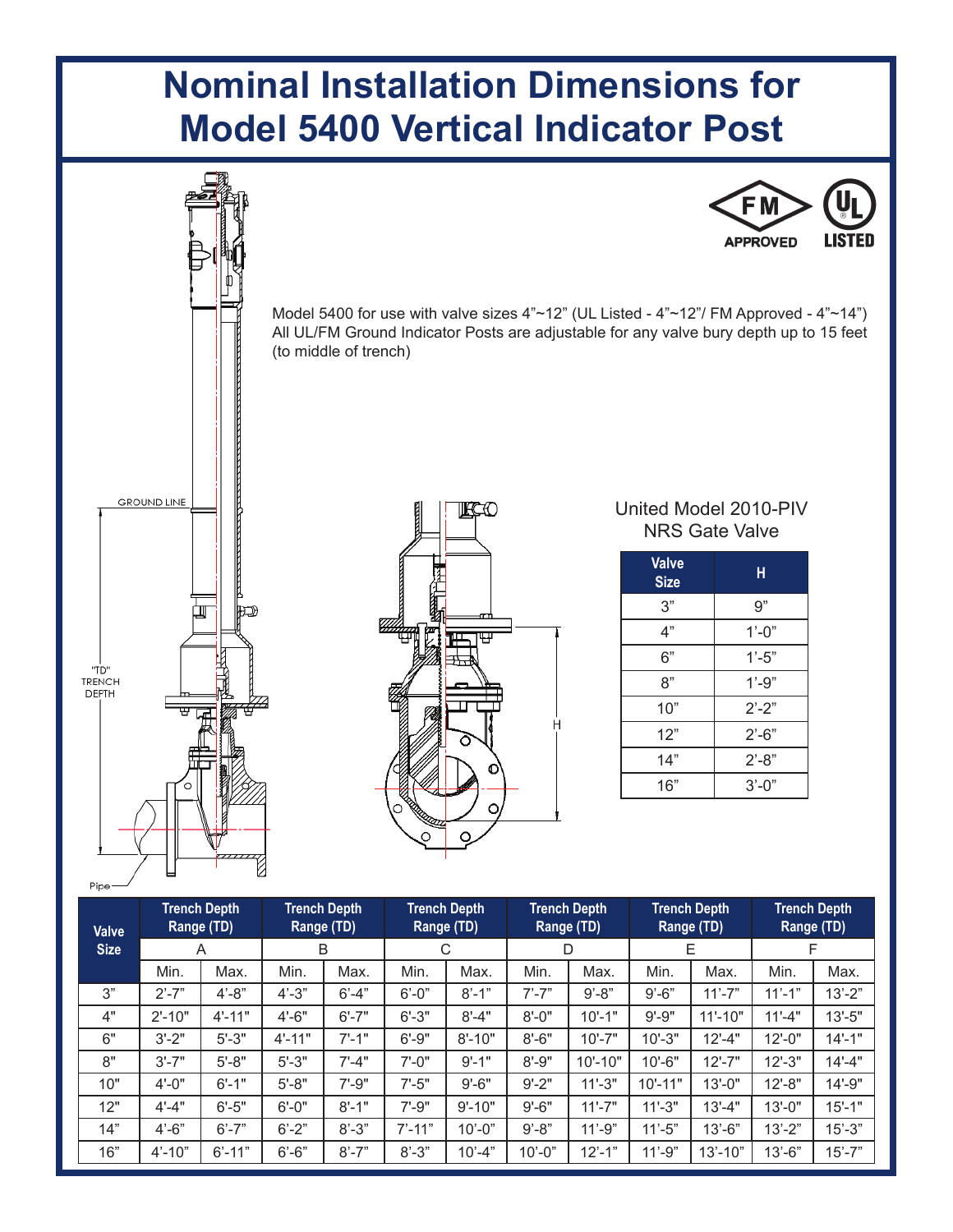# Nominal Installation Dimensions for Model 5400 Vertical Indicator Post

FM APPROVED

UL LISTED

Model 5400 for use with valve sizes 4"~12" (UL Listed - 4"~12"/ FM Approved - 4"~14") All UL/FM Ground Indicator Posts are adjustable for any valve bury depth up to 15 feet (to middle of trench)

GROUND LINE

"TD" TRENCH DEPTH

Pipe

H

United Model 2010-PIV NRS Gate Valve

| Valve Size | H |
|---|---|
| 3" | 9" |
| 4" | 1'-0" |
| 6" | 1'-5" |
| 8" | 1'-9" |
| 10" | 2'-2" |
| 12" | 2'-6" |
| 14" | 2'-8" |
| 16" | 3'-0" |

| Valve Size | Trench Depth Range (TD) | | Trench Depth Range (TD) | | Trench Depth Range (TD) | | Trench Depth Range (TD) | | Trench Depth Range (TD) | | Trench Depth Range (TD) | |
|---|---|---|---|---|---|---|---|---|---|---|---|---|
| | A | | B | | C | | D | | E | | F | |
| | Min. | Max. | Min. | Max. | Min. | Max. | Min. | Max. | Min. | Max. | Min. | Max. |
| 3" | 2'-7" | 4'-8" | 4'-3" | 6'-4" | 6'-0" | 8'-1" | 7'-7" | 9'-8" | 9'-6" | 11'-7" | 11'-1" | 13'-2" |
| 4" | 2'-10" | 4'-11" | 4'-6" | 6'-7" | 6'-3" | 8'-4" | 8'-0" | 10'-1" | 9'-9" | 11'-10" | 11'-4" | 13'-5" |
| 6" | 3'-2" | 5'-3" | 4'-11" | 7'-1" | 6'-9" | 8'-10" | 8'-6" | 10'-7" | 10'-3" | 12'-4" | 12'-0" | 14'-1" |
| 8" | 3'-7" | 5'-8" | 5'-3" | 7'-4" | 7'-0" | 9'-1" | 8'-9" | 10'-10" | 10'-6" | 12'-7" | 12'-3" | 14'-4" |
| 10" | 4'-0" | 6'-1" | 5'-8" | 7'-9" | 7'-5" | 9'-6" | 9'-2" | 11'-3" | 10'-11" | 13'-0" | 12'-8" | 14'-9" |
| 12" | 4'-4" | 6'-5" | 6'-0" | 8'-1" | 7'-9" | 9'-10" | 9'-6" | 11'-7" | 11'-3" | 13'-4" | 13'-0" | 15'-1" |
| 14" | 4'-6" | 6'-7" | 6'-2" | 8'-3" | 7'-11" | 10'-0" | 9'-8" | 11'-9" | 11'-5" | 13'-6" | 13'-2" | 15'-3" |
| 16" | 4'-10" | 6'-11" | 6'-6" | 8'-7" | 8'-3" | 10'-4" | 10'-0" | 12'-1" | 11'-9" | 13'-10" | 13'-6" | 15'-7" |